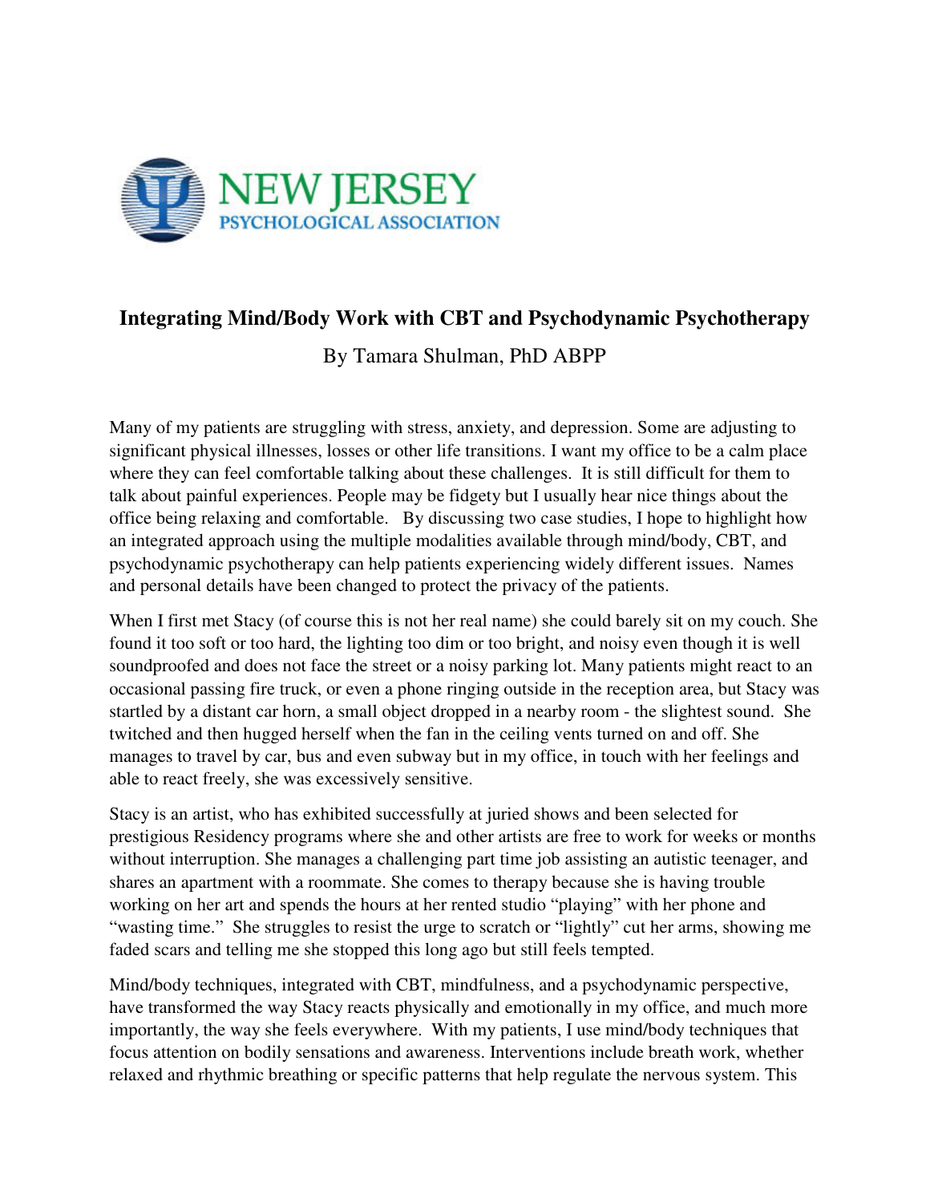NEW JERSEY
PSYCHOLOGICAL ASSOCIATION

# Integrating Mind/Body Work with CBT and Psychodynamic Psychotherapy

By Tamara Shulman, PhD ABPP

Many of my patients are struggling with stress, anxiety, and depression. Some are adjusting to significant physical illnesses, losses or other life transitions. I want my office to be a calm place where they can feel comfortable talking about these challenges. It is still difficult for them to talk about painful experiences. People may be fidgety but I usually hear nice things about the office being relaxing and comfortable. By discussing two case studies, I hope to highlight how an integrated approach using the multiple modalities available through mind/body, CBT, and psychodynamic psychotherapy can help patients experiencing widely different issues. Names and personal details have been changed to protect the privacy of the patients.

When I first met Stacy (of course this is not her real name) she could barely sit on my couch. She found it too soft or too hard, the lighting too dim or too bright, and noisy even though it is well soundproofed and does not face the street or a noisy parking lot. Many patients might react to an occasional passing fire truck, or even a phone ringing outside in the reception area, but Stacy was startled by a distant car horn, a small object dropped in a nearby room - the slightest sound. She twitched and then hugged herself when the fan in the ceiling vents turned on and off. She manages to travel by car, bus and even subway but in my office, in touch with her feelings and able to react freely, she was excessively sensitive.

Stacy is an artist, who has exhibited successfully at juried shows and been selected for prestigious Residency programs where she and other artists are free to work for weeks or months without interruption. She manages a challenging part time job assisting an autistic teenager, and shares an apartment with a roommate. She comes to therapy because she is having trouble working on her art and spends the hours at her rented studio "playing" with her phone and "wasting time." She struggles to resist the urge to scratch or "lightly" cut her arms, showing me faded scars and telling me she stopped this long ago but still feels tempted.

Mind/body techniques, integrated with CBT, mindfulness, and a psychodynamic perspective, have transformed the way Stacy reacts physically and emotionally in my office, and much more importantly, the way she feels everywhere. With my patients, I use mind/body techniques that focus attention on bodily sensations and awareness. Interventions include breath work, whether relaxed and rhythmic breathing or specific patterns that help regulate the nervous system. This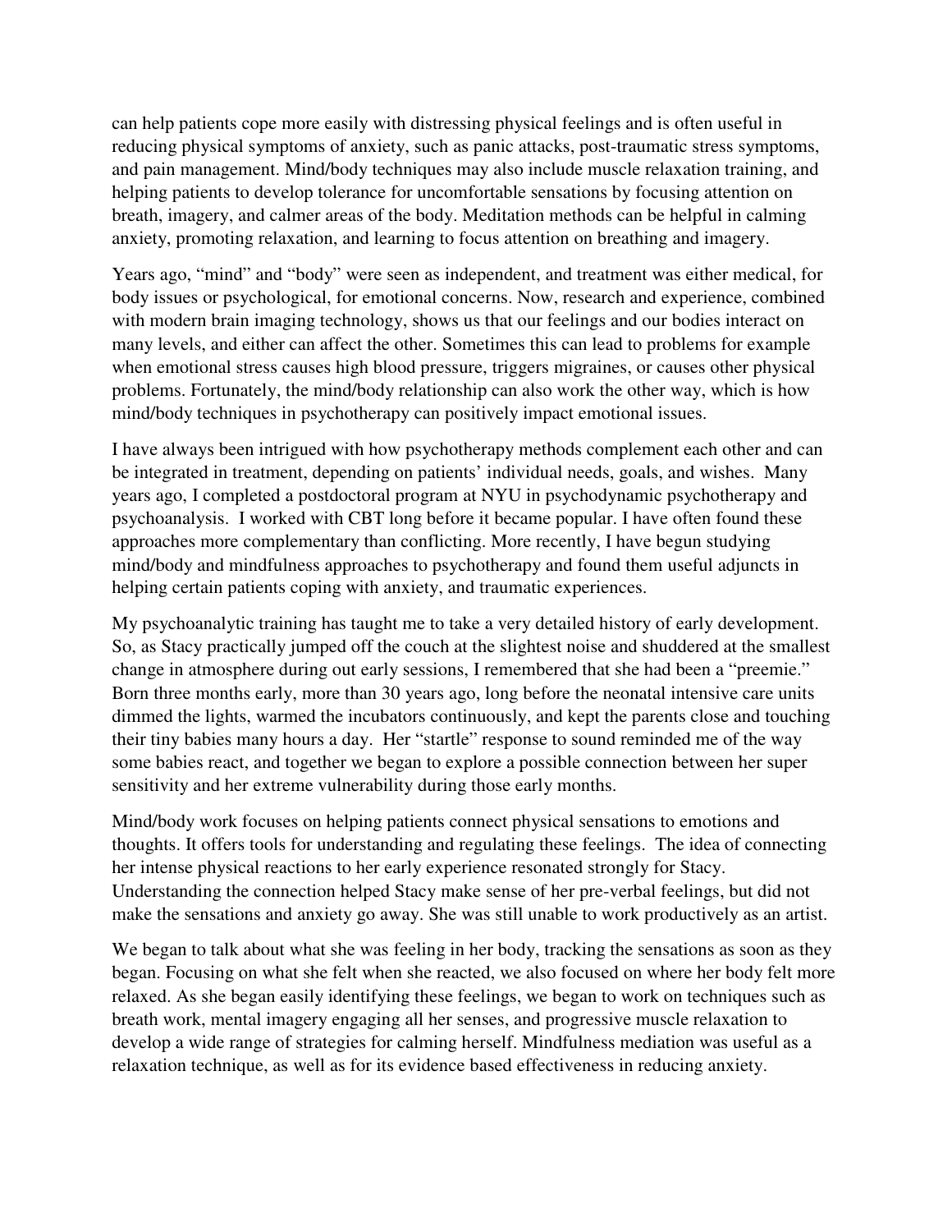can help patients cope more easily with distressing physical feelings and is often useful in reducing physical symptoms of anxiety, such as panic attacks, post-traumatic stress symptoms, and pain management. Mind/body techniques may also include muscle relaxation training, and helping patients to develop tolerance for uncomfortable sensations by focusing attention on breath, imagery, and calmer areas of the body. Meditation methods can be helpful in calming anxiety, promoting relaxation, and learning to focus attention on breathing and imagery.

Years ago, "mind" and "body" were seen as independent, and treatment was either medical, for body issues or psychological, for emotional concerns. Now, research and experience, combined with modern brain imaging technology, shows us that our feelings and our bodies interact on many levels, and either can affect the other. Sometimes this can lead to problems for example when emotional stress causes high blood pressure, triggers migraines, or causes other physical problems. Fortunately, the mind/body relationship can also work the other way, which is how mind/body techniques in psychotherapy can positively impact emotional issues.

I have always been intrigued with how psychotherapy methods complement each other and can be integrated in treatment, depending on patients' individual needs, goals, and wishes. Many years ago, I completed a postdoctoral program at NYU in psychodynamic psychotherapy and psychoanalysis. I worked with CBT long before it became popular. I have often found these approaches more complementary than conflicting. More recently, I have begun studying mind/body and mindfulness approaches to psychotherapy and found them useful adjuncts in helping certain patients coping with anxiety, and traumatic experiences.

My psychoanalytic training has taught me to take a very detailed history of early development. So, as Stacy practically jumped off the couch at the slightest noise and shuddered at the smallest change in atmosphere during out early sessions, I remembered that she had been a "preemie." Born three months early, more than 30 years ago, long before the neonatal intensive care units dimmed the lights, warmed the incubators continuously, and kept the parents close and touching their tiny babies many hours a day. Her "startle" response to sound reminded me of the way some babies react, and together we began to explore a possible connection between her super sensitivity and her extreme vulnerability during those early months.

Mind/body work focuses on helping patients connect physical sensations to emotions and thoughts. It offers tools for understanding and regulating these feelings. The idea of connecting her intense physical reactions to her early experience resonated strongly for Stacy. Understanding the connection helped Stacy make sense of her pre-verbal feelings, but did not make the sensations and anxiety go away. She was still unable to work productively as an artist.

We began to talk about what she was feeling in her body, tracking the sensations as soon as they began. Focusing on what she felt when she reacted, we also focused on where her body felt more relaxed. As she began easily identifying these feelings, we began to work on techniques such as breath work, mental imagery engaging all her senses, and progressive muscle relaxation to develop a wide range of strategies for calming herself. Mindfulness mediation was useful as a relaxation technique, as well as for its evidence based effectiveness in reducing anxiety.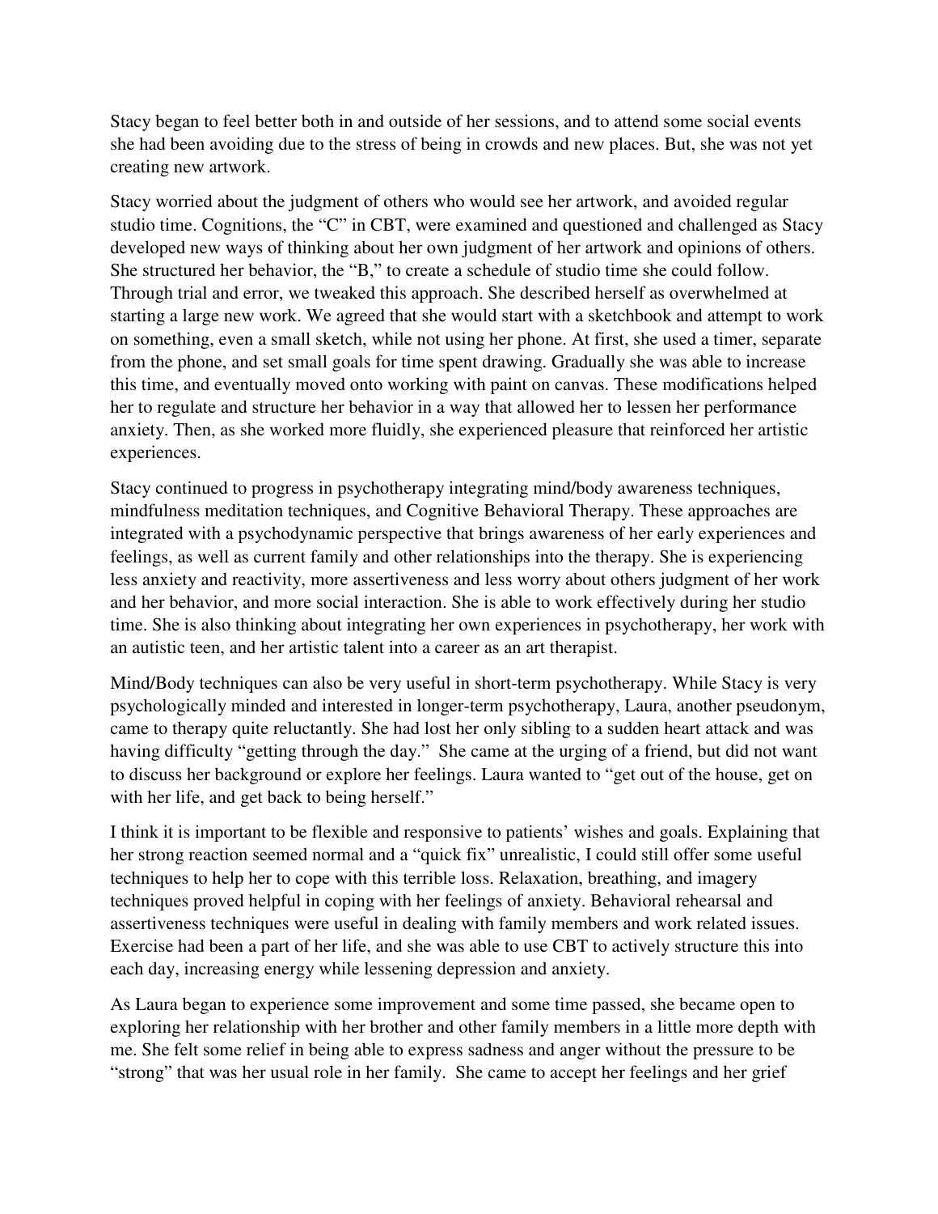Stacy began to feel better both in and outside of her sessions, and to attend some social events she had been avoiding due to the stress of being in crowds and new places. But, she was not yet creating new artwork.

Stacy worried about the judgment of others who would see her artwork, and avoided regular studio time. Cognitions, the "C" in CBT, were examined and questioned and challenged as Stacy developed new ways of thinking about her own judgment of her artwork and opinions of others. She structured her behavior, the "B," to create a schedule of studio time she could follow. Through trial and error, we tweaked this approach. She described herself as overwhelmed at starting a large new work. We agreed that she would start with a sketchbook and attempt to work on something, even a small sketch, while not using her phone. At first, she used a timer, separate from the phone, and set small goals for time spent drawing. Gradually she was able to increase this time, and eventually moved onto working with paint on canvas. These modifications helped her to regulate and structure her behavior in a way that allowed her to lessen her performance anxiety. Then, as she worked more fluidly, she experienced pleasure that reinforced her artistic experiences.

Stacy continued to progress in psychotherapy integrating mind/body awareness techniques, mindfulness meditation techniques, and Cognitive Behavioral Therapy. These approaches are integrated with a psychodynamic perspective that brings awareness of her early experiences and feelings, as well as current family and other relationships into the therapy. She is experiencing less anxiety and reactivity, more assertiveness and less worry about others judgment of her work and her behavior, and more social interaction. She is able to work effectively during her studio time. She is also thinking about integrating her own experiences in psychotherapy, her work with an autistic teen, and her artistic talent into a career as an art therapist.

Mind/Body techniques can also be very useful in short-term psychotherapy. While Stacy is very psychologically minded and interested in longer-term psychotherapy, Laura, another pseudonym, came to therapy quite reluctantly. She had lost her only sibling to a sudden heart attack and was having difficulty "getting through the day." She came at the urging of a friend, but did not want to discuss her background or explore her feelings. Laura wanted to "get out of the house, get on with her life, and get back to being herself."

I think it is important to be flexible and responsive to patients' wishes and goals. Explaining that her strong reaction seemed normal and a "quick fix" unrealistic, I could still offer some useful techniques to help her to cope with this terrible loss. Relaxation, breathing, and imagery techniques proved helpful in coping with her feelings of anxiety. Behavioral rehearsal and assertiveness techniques were useful in dealing with family members and work related issues. Exercise had been a part of her life, and she was able to use CBT to actively structure this into each day, increasing energy while lessening depression and anxiety.

As Laura began to experience some improvement and some time passed, she became open to exploring her relationship with her brother and other family members in a little more depth with me. She felt some relief in being able to express sadness and anger without the pressure to be "strong" that was her usual role in her family. She came to accept her feelings and her grief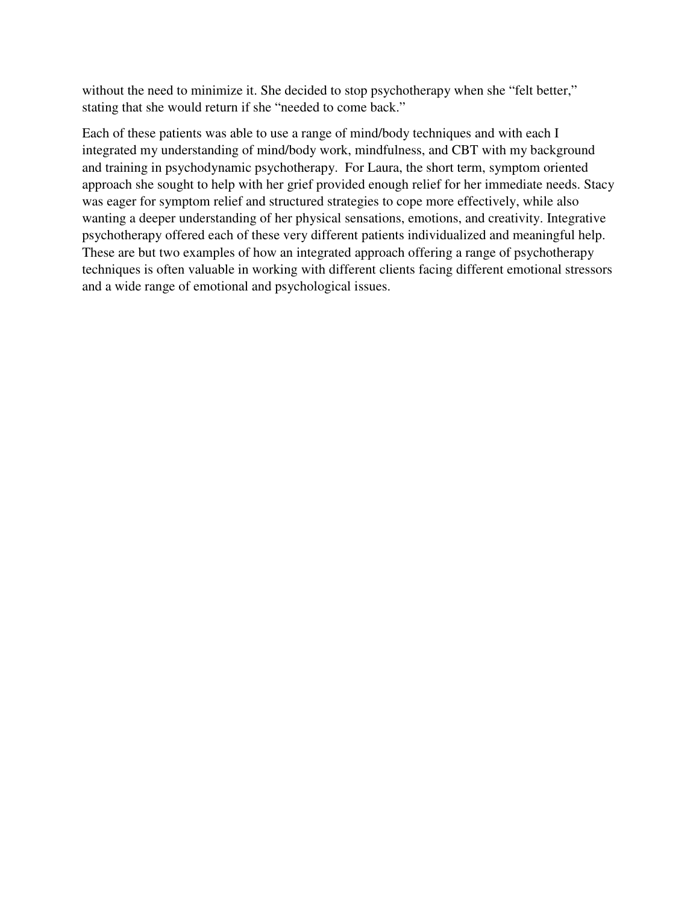without the need to minimize it. She decided to stop psychotherapy when she "felt better," stating that she would return if she "needed to come back."

Each of these patients was able to use a range of mind/body techniques and with each I integrated my understanding of mind/body work, mindfulness, and CBT with my background and training in psychodynamic psychotherapy. For Laura, the short term, symptom oriented approach she sought to help with her grief provided enough relief for her immediate needs. Stacy was eager for symptom relief and structured strategies to cope more effectively, while also wanting a deeper understanding of her physical sensations, emotions, and creativity. Integrative psychotherapy offered each of these very different patients individualized and meaningful help. These are but two examples of how an integrated approach offering a range of psychotherapy techniques is often valuable in working with different clients facing different emotional stressors and a wide range of emotional and psychological issues.